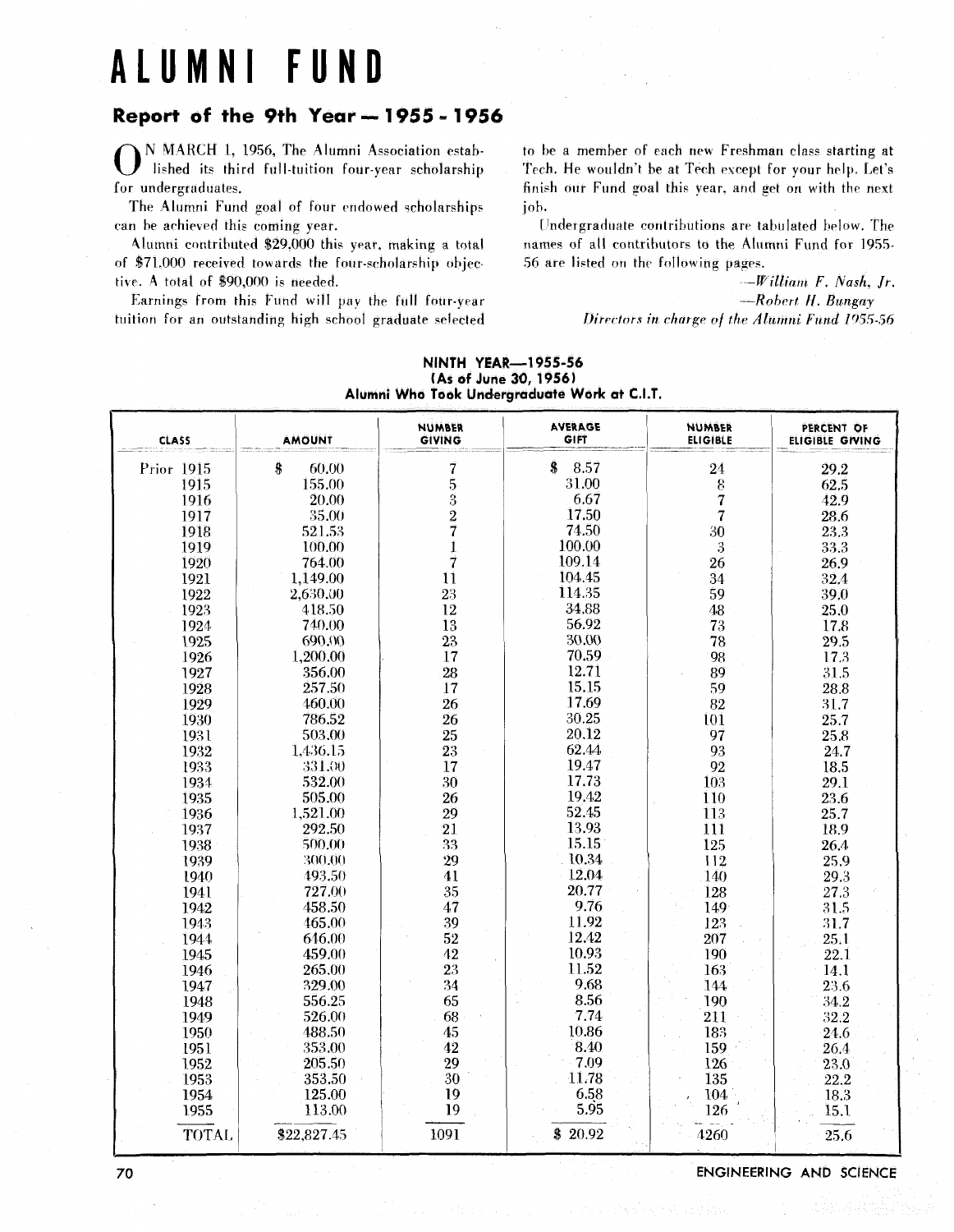# ALUMNI FUND

## Report of the 9th Year — 1955 - 1956

On March 1, 1956, The Alumni Association established its third full-tuition four-year scholarship for undergraduates.

The Alumni Fund goal of four endowed scholarships can be achieved this coming year.

Alumni contributed $29,000 this year, making a total of $71,000 received towards the four-scholarship objective. A total of $90,000 is needed.

Earnings from this Fund will pay the full four-year tuition for an outstanding high school graduate selected to be a member of each new Freshman class starting at Tech. He wouldn't be at Tech except for your help. Let's finish our Fund goal this year, and get on with the next job.

Undergraduate contributions are tabulated below. The names of all contributors to the Alumni Fund for 1955-56 are listed on the following pages.

*—William F. Nash, Jr.*
*—Robert H. Bungay*
*Directors in charge of the Alumni Fund 1955-56*

**NINTH YEAR—1955-56**
**(As of June 30, 1956)**
**Alumni Who Took Undergraduate Work at C.I.T.**

| CLASS | AMOUNT | NUMBER GIVING | AVERAGE GIFT | NUMBER ELIGIBLE | PERCENT OF ELIGIBLE GIVING |
|---|---|---|---|---|---|
| Prior 1915 | $ 60.00 | 7 | $ 8.57 | 24 | 29.2 |
| 1915 | 155.00 | 5 | 31.00 | 8 | 62.5 |
| 1916 | 20.00 | 3 | 6.67 | 7 | 42.9 |
| 1917 | 35.00 | 2 | 17.50 | 7 | 28.6 |
| 1918 | 521.53 | 7 | 74.50 | 30 | 23.3 |
| 1919 | 100.00 | 1 | 100.00 | 3 | 33.3 |
| 1920 | 764.00 | 7 | 109.14 | 26 | 26.9 |
| 1921 | 1,149.00 | 11 | 104.45 | 34 | 32.4 |
| 1922 | 2,630.00 | 23 | 114.35 | 59 | 39.0 |
| 1923 | 418.50 | 12 | 34.88 | 48 | 25.0 |
| 1924 | 740.00 | 13 | 56.92 | 73 | 17.8 |
| 1925 | 690.00 | 23 | 30.00 | 78 | 29.5 |
| 1926 | 1,200.00 | 17 | 70.59 | 98 | 17.3 |
| 1927 | 356.00 | 28 | 12.71 | 89 | 31.5 |
| 1928 | 257.50 | 17 | 15.15 | 59 | 28.8 |
| 1929 | 460.00 | 26 | 17.69 | 82 | 31.7 |
| 1930 | 786.52 | 26 | 30.25 | 101 | 25.7 |
| 1931 | 503.00 | 25 | 20.12 | 97 | 25.8 |
| 1932 | 1,436.15 | 23 | 62.44 | 93 | 24.7 |
| 1933 | 331.00 | 17 | 19.47 | 92 | 18.5 |
| 1934 | 532.00 | 30 | 17.73 | 103 | 29.1 |
| 1935 | 505.00 | 26 | 19.42 | 110 | 23.6 |
| 1936 | 1,521.00 | 29 | 52.45 | 113 | 25.7 |
| 1937 | 292.50 | 21 | 13.93 | 111 | 18.9 |
| 1938 | 500.00 | 33 | 15.15 | 125 | 26.4 |
| 1939 | 300.00 | 29 | 10.34 | 112 | 25.9 |
| 1940 | 493.50 | 41 | 12.04 | 140 | 29.3 |
| 1941 | 727.00 | 35 | 20.77 | 128 | 27.3 |
| 1942 | 458.50 | 47 | 9.76 | 149 | 31.5 |
| 1943 | 465.00 | 39 | 11.92 | 123 | 31.7 |
| 1944 | 646.00 | 52 | 12.42 | 207 | 25.1 |
| 1945 | 459.00 | 42 | 10.93 | 190 | 22.1 |
| 1946 | 265.00 | 23 | 11.52 | 163 | 14.1 |
| 1947 | 329.00 | 34 | 9.68 | 144 | 23.6 |
| 1948 | 556.25 | 65 | 8.56 | 190 | 34.2 |
| 1949 | 526.00 | 68 | 7.74 | 211 | 32.2 |
| 1950 | 488.50 | 45 | 10.86 | 183 | 24.6 |
| 1951 | 353.00 | 42 | 8.40 | 159 | 26.4 |
| 1952 | 205.50 | 29 | 7.09 | 126 | 23.0 |
| 1953 | 353.50 | 30 | 11.78 | 135 | 22.2 |
| 1954 | 125.00 | 19 | 6.58 | 104 | 18.3 |
| 1955 | 113.00 | 19 | 5.95 | 126 | 15.1 |
| TOTAL | $22,827.45 | 1091 | $ 20.92 | 4260 | 25.6 |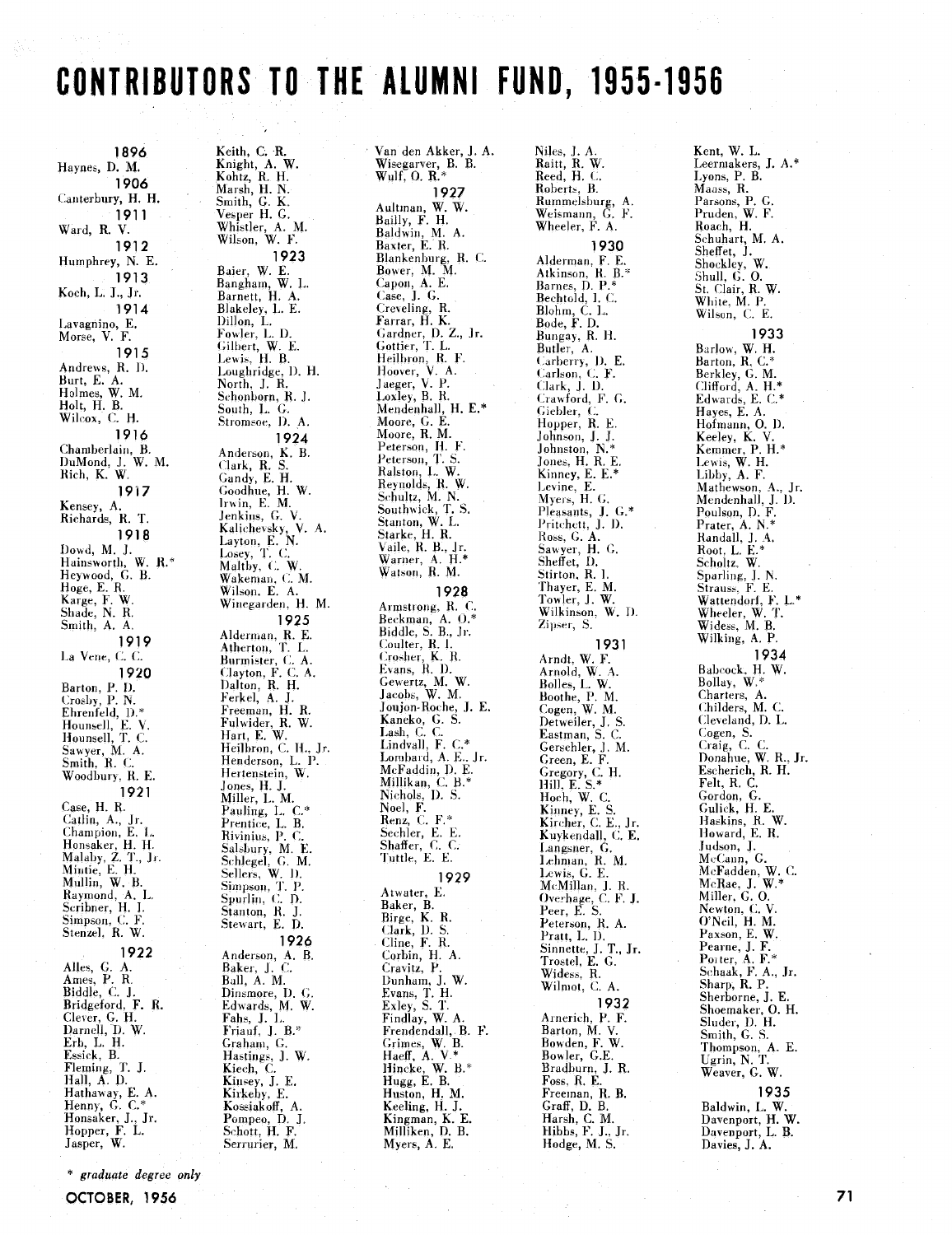# CONTRIBUTORS TO THE ALUMNI FUND, 1955-1956

**1896**

Haynes, D. M.

**1906**

Canterbury, H. H.

**1911**

Ward, R. V.

**1912**

Humphrey, N. E.

**1913**

Koch, L. J., Jr.

**1914**

Lavagnino, E.
Morse, V. F.

**1915**

Andrews, R. D.
Burt, E. A.
Holmes, W. M.
Holt, H. B.
Wilcox, C. H.

**1916**

Chamberlain, B.
DuMond, J. W. M.
Rich, K. W.

**1917**

Kensey, A.
Richards, R. T.

**1918**

Dowd, M. J.
Hainsworth, W. R.*
Heywood, G. B.
Hoge, E. R.
Karge, F. W.
Shade, N. R.
Smith, A. A.

**1919**

La Vene, C. C.

**1920**

Barton, P. D.
Crosby, P. N.
Ehrenfeld, D.*
Hounsell, E. V.
Hounsell, T. C.
Sawyer, M. A.
Smith, R. C.
Woodbury, R. E.

**1921**

Case, H. R.
Catlin, A., Jr.
Champion, E. L.
Honsaker, H. H.
Malaby, Z. T., Jr.
Mintie, E. H.
Mullin, W. B.
Raymond, A. L.
Scribner, H. I.
Simpson, C. F.
Stenzel, R. W.

**1922**

Alles, G. A.
Ames, P. R.
Biddle, C. J.
Bridgeford, F. R.
Clever, G. H.
Darnell, D. W.
Erb, L. H.
Essick, B.
Fleming, T. J.
Hall, A. D.
Hathaway, E. A.
Henny, G. C.*
Honsaker, J., Jr.
Hopper, F. L.
Jasper, W.
Keith, C. R.
Knight, A. W.
Kohtz, R. H.
Marsh, H. N.
Smith, G. K.
Vesper H. G.
Whistler, A. M.
Wilson, W. F.

**1923**

Baier, W. E.
Bangham, W. L.
Barnett, H. A.
Blakeley, L. E.
Dillon, L.
Fowler, L. D.
Gilbert, W. E.
Lewis, H. B.
Loughridge, D. H.
North, J. R.
Schonborn, R. J.
South, L. G.
Stromsoe, D. A.

**1924**

Anderson, K. B.
Clark, R. S.
Gandy, E. H.
Goodhue, H. W.
Irwin, E. M.
Jenkins, G. V.
Kalichevsky, V. A.
Layton, E. N.
Losey, T. C.
Maltby, C. W.
Wakeman, C. M.
Wilson, E. A.
Winegarden, H. M.

**1925**

Alderman, R. E.
Atherton, T. L.
Burmister, C. A.
Clayton, F. C. A.
Dalton, R. H.
Ferkel, A. J.
Freeman, H. R.
Fulwider, R. W.
Hart, E. W.
Heilbron, C. H., Jr.
Henderson, L. P.
Hertenstein, W.
Jones, H. J.
Miller, L. M.
Pauling, L. C.*
Prentice, L. B.
Rivinius, P. C.
Salsbury, M. E.
Schlegel, G. M.
Sellers, W. D.
Simpson, T. P.
Spurlin, C. D.
Stanton, R. J.
Stewart, E. D.

**1926**

Anderson, A. B.
Baker, J. C.
Ball, A. M.
Dinsmore, D. G.
Edwards, M. W.
Fahs, J. L.
Friauf, J. B.*
Graham, G.
Hastings, J. W.
Kiech, C.
Kinsey, J. E.
Kirkeby, E.
Kossiakoff, A.
Pompeo, D. J.
Schott, H. F.
Serrurier, M.
Van den Akker, J. A.
Wisegarver, B. B.
Wulf, O. R.*

**1927**

Aultman, W. W.
Bailly, F. H.
Baldwin, M. A.
Baxter, E. R.
Blankenburg, R. C.
Bower, M. M.
Capon, A. E.
Case, J. G.
Creveling, R.
Farrar, H. K.
Gardner, D. Z., Jr.
Gottier, T. L.
Heilbron, R. F.
Hoover, V. A.
Jaeger, V. P.
Loxley, B. R.
Mendenhall, H. E.*
Moore, G. E.
Moore, R. M.
Peterson, H. F.
Peterson, T. S.
Ralston, L. W.
Reynolds, R. W.
Schultz, M. N.
Southwick, T. S.
Stanton, W. L.
Starke, H. R.
Vaile, R. B., Jr.
Warner, A. H.*
Watson, R. M.

**1928**

Armstrong, R. C.
Beckman, A. O.*
Biddle, S. B., Jr.
Coulter, R. I.
Crosher, K. R.
Evans, R. D.
Gewertz, M. W.
Jacobs, W. M.
Joujon-Roche, J. E.
Kaneko, G. S.
Lash, C. C.
Lindvall, F. C.*
Lombard, A. E., Jr.
McFaddin, D. E.
Millikan, C. B.*
Nichols, D. S.
Noel, F.
Renz, C. F.*
Sechler, E. E.
Shaffer, C. C.
Tuttle, E. E.

**1929**

Atwater, E.
Baker, B.
Birge, K. R.
Clark, D. S.
Cline, F. R.
Corbin, H. A.
Cravitz, P.
Dunham, J. W.
Evans, T. H.
Exley, S. T.
Findlay, W. A.
Frendendall, B. F.
Grimes, W. B.
Haeff, A. V.*
Hincke, W. B.*
Hugg, E. B.
Huston, H. M.
Keeling, H. J.
Kingman, K. E.
Milliken, D. B.
Myers, A. E.
Niles, J. A.
Raitt, R. W.
Reed, H. C.
Roberts, B.
Rummelsburg, A.
Weismann, G. F.
Wheeler, F. A.

**1930**

Alderman, F. E.
Atkinson, R. B.*
Barnes, D. P.*
Bechtold, I. C.
Blohm, C. L.
Bode, F. D.
Bungay, R. H.
Butler, A.
Carberry, D. E.
Carlson, C. F.
Clark, J. D.
Crawford, F. G.
Giebler, C.
Hopper, R. E.
Johnson, J. J.
Johnston, N.*
Jones, H. R. E.
Kinney, E. E.*
Levine, E.
Myers, H. G.
Pleasants, J. G.*
Pritchett, J. D.
Ross, G. A.
Sawyer, H. G.
Sheffet, D.
Stirton, R. I.
Thayer, E. M.
Towler, J. W.
Wilkinson, W. D.
Zipser, S.

**1931**

Arndt, W. F.
Arnold, W. A.
Bolles, L. W.
Boothe, P. M.
Cogen, W. M.
Detweiler, J. S.
Eastman, S. C.
Gerschler, J. M.
Green, E. F.
Gregory, C. H.
Hill, E. S.*
Hoch, W. C.
Kinney, E. S.
Kircher, C. E., Jr.
Kuykendall, C. E.
Langsner, G.
Lehman, R. M.
Lewis, G. E.
McMillan, J. R.
Overhage, C. F. J.
Peer, E. S.
Peterson, R. A.
Pratt, L. D.
Sinnette, J. T., Jr.
Trostel, E. G.
Widess, R.
Wilmot, C. A.

**1932**

Arnerich, P. F.
Barton, M. V.
Bowden, F. W.
Bowler, G.E.
Bradburn, J. R.
Foss, R. E.
Freeman, R. B.
Graff, D. B.
Harsh, C. M.
Hibbs, F. J., Jr.
Hodge, M. S.
Kent, W. L.
Leermakers, J. A.*
Lyons, P. B.
Maass, R.
Parsons, P. G.
Pruden, W. F.
Roach, H.
Schuhart, M. A.
Sheffet, J.
Shockley, W.
Shull, G. O.
St. Clair, R. W.
White, M. P.
Wilson, C. E.

**1933**

Barlow, W. H.
Barton, R. C.*
Berkley, G. M.
Clifford, A. H.*
Edwards, E. C.*
Hayes, E. A.
Hofmann, O. D.
Keeley, K. V.
Kemmer, P. H.*
Lewis, W. H.
Libby, A. F.
Mathewson, A., Jr.
Mendenhall, J. D.
Poulson, D. F.
Prater, A. N.*
Randall, J. A.
Root, L. E.*
Scholtz, W.
Sparling, J. N.
Strauss, F. E.
Wattendorf, F. L.*
Wheeler, W. T.
Widess, M. B.
Wilking, A. P.

**1934**

Babcock, H. W.
Bollay, W.*
Charters, A.
Childers, M. C.
Cleveland, D. L.
Cogen, S.
Craig, C. C.
Donahue, W. R., Jr.
Escherich, R. H.
Felt, R. C.
Gordon, G.
Gulick, H. E.
Haskins, R. W.
Howard, E. R.
Judson, J.
McCann, G.
McFadden, W. C.
McRae, J. W.*
Miller, G. O.
Newton, C. V.
O'Neil, H. M.
Paxson, E. W.
Pearne, J. F.
Porter, A. F.*
Schaak, F. A., Jr.
Sharp, R. P.
Sherborne, J. E.
Shoemaker, O. H.
Sluder, D. H.
Smith, G. S.
Thompson, A. E.
Ugrin, N. T.
Weaver, G. W.

**1935**

Baldwin, L. W.
Davenport, H. W.
Davenport, L. B.
Davies, J. A.

\* *graduate degree only*

OCTOBER, 1956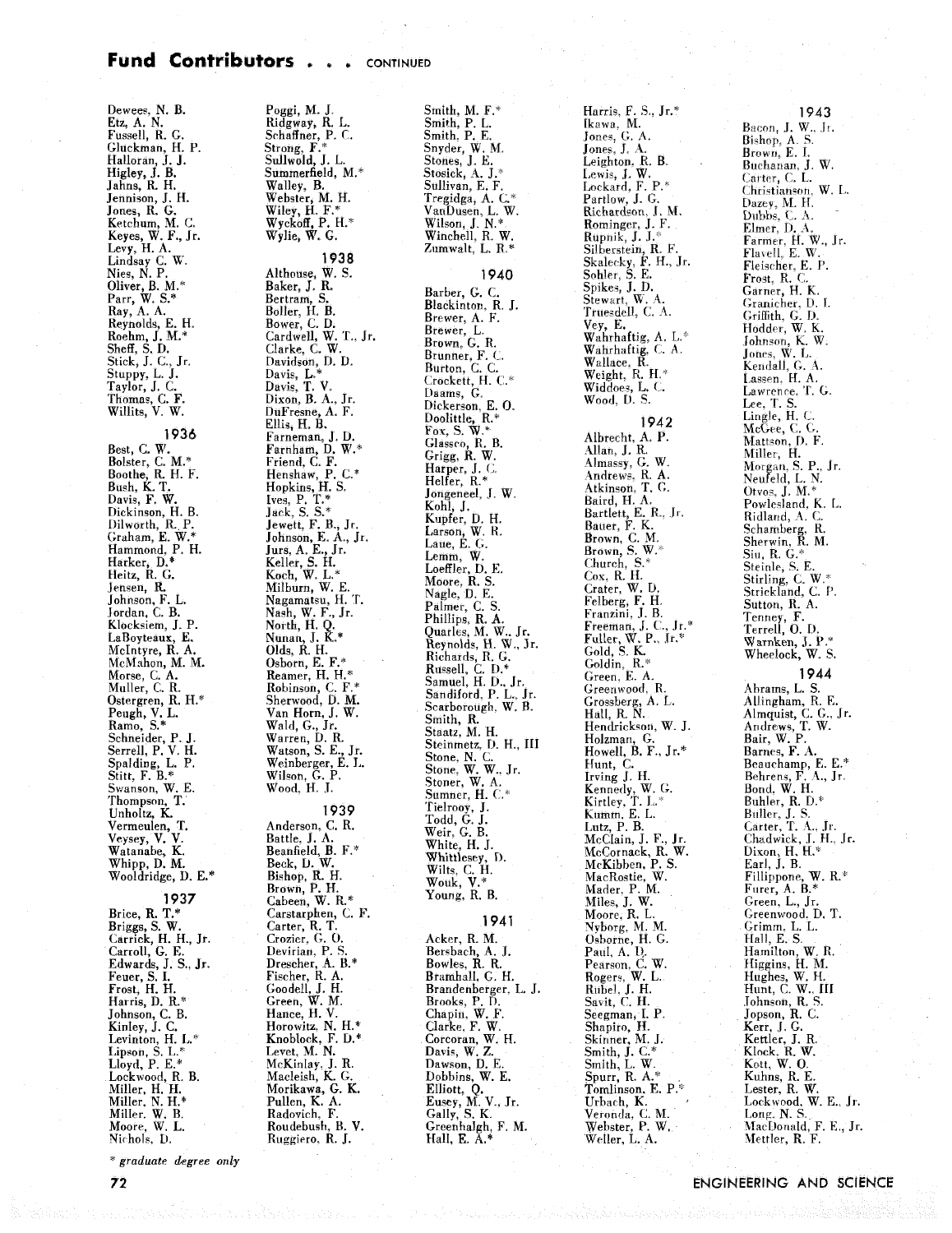## Fund Contributors . . . CONTINUED

Dewees, N. B.
Etz, A. N.
Fussell, R. G.
Gluckman, H. P.
Halloran, J. J.
Higley, J. B.
Jahns, R. H.
Jennison, J. H.
Jones, R. G.
Ketchum, M. C.
Keyes, W. F., Jr.
Levy, H. A.
Lindsay C. W.
Nies, N. P.
Oliver, B. M.*
Parr, W. S.*
Ray, A. A.
Reynolds, E. H.
Roehm, J. M.*
Sheff, S. D.
Stick, J. C., Jr.
Stuppy, L. J.
Taylor, J. C.
Thomas, C. F.
Willits, V. W.

### 1936

Best, C. W.
Bolster, C. M.*
Boothe, R. H. F.
Bush, K. T.
Davis, F. W.
Dickinson, H. B.
Dilworth, R. P.
Graham, E. W.*
Hammond, P. H.
Harker, D.*
Heitz, R. G.
Jensen, R.
Johnson, F. L.
Jordan, C. B.
Klocksiem, J. P.
LaBoyteaux, E.
McIntyre, R. A.
McMahon, M. M.
Morse, C. A.
Muller, C. R.
Ostergren, R. H.*
Peugh, V. L.
Ramo, S.*
Schneider, P. J.
Serrell, P. V. H.
Spalding, L. P.
Stitt, F. B.*
Swanson, W. E.
Thompson, T.
Unholtz, K.
Vermeulen, T.
Veysey, V. V.
Watanabe, K.
Whipp, D. M.
Wooldridge, D. E.*

### 1937

Brice, R. T.*
Briggs, S. W.
Carrick, H. H., Jr.
Carroll, G. E.
Edwards, J. S., Jr.
Feuer, S. I.
Frost, H. H.
Harris, D. R.*
Johnson, C. B.
Kinley, J. C.
Levinton, H. L.*
Lipson, S. L.*
Lloyd, P. E.*
Lockwood, R. B.
Miller, H. H.
Miller, N. H.*
Miller, W. B.
Moore, W. L.
Nichols, D.
Poggi, M. J.
Ridgway, R. L.
Schaffner, P. C.
Strong, F.*
Sullwold, J. L.
Summerfield, M.*
Walley, B.
Webster, M. H.
Wiley, H. F.*
Wyckoff, P. H.*
Wylie, W. G.

### 1938

Althouse, W. S.
Baker, J. R.
Bertram, S.
Boller, H. B.
Bower, C. D.
Cardwell, W. T., Jr.
Clarke, C. W.
Davidson, D. D.
Davis, L.*
Davis, T. V.
Dixon, B. A., Jr.
DuFresne, A. F.
Ellis, H. B.
Farneman, J. D.
Farnham, D. W.*
Friend, C. F.
Henshaw, P. C.*
Hopkins, H. S.
Ives, P. T.*
Jack, S. S.*
Jewett, F. B., Jr.
Johnson, E. A., Jr.
Jurs, A. E., Jr.
Keller, S. H.
Koch, W. L.*
Milburn, W. E.
Nagamatsu, H. T.
Nash, W. F., Jr.
North, H. Q.
Nunan, J. K.*
Olds, R. H.
Osborn, E. F.*
Reamer, H. H.*
Robinson, C. F.*
Sherwood, D. M.
Van Horn, J. W.
Wald, G., Jr.
Warren, D. R.
Watson, S. E., Jr.
Weinberger, E. L.
Wilson, G. P.
Wood, H. J.

### 1939

Anderson, C. R.
Battle, J. A.
Beanfield, B. F.*
Beck, D. W.
Bishop, R. H.
Brown, P. H.
Cabeen, W. R.*
Carstarphen, C. F.
Carter, R. T.
Crozier, G. O.
Devirian, P. S.
Drescher, A. B.*
Fischer, R. A.
Goodell, J. H.
Green, W. M.
Hance, H. V.
Horowitz, N. H.*
Knoblock, F. D.*
Levet, M. N.
McKinlay, J. R.
Macleish, K. G.
Morikawa, G. K.
Pullen, K. A.
Radovich, F.
Roudebush, B. V.
Ruggiero, R. J.
Smith, M. F.*
Smith, P. L.
Smith, P. E.
Snyder, W. M.
Stones, J. E.
Stosick, A. J.*
Sullivan, E. F.
Tregidga, A. C.*
VanDusen, L. W.
Wilson, J. N.*
Winchell, R. W.
Zumwalt, L. R.*

### 1940

Barber, G. C.
Blackinton, R. J.
Brewer, A. F.
Brewer, L.
Brown, G. R.
Brunner, F. C.
Burton, C. C.
Crockett, H. C.*
Daams, G.
Dickerson, E. O.
Doolittle, R.*
Fox, S. W.*
Glassco, R. B.
Grigg, R. W.
Harper, J. C.
Helfer, R.*
Jongeneel, J. W.
Kohl, J.
Kupfer, D. H.
Larson, W. R.
Laue, E. G.
Lemm, W.
Loeffler, D. E.
Moore, R. S.
Nagle, D. E.
Palmer, C. S.
Phillips, R. A.
Quarles, M. W., Jr.
Reynolds, H. W., Jr.
Richards, R. G.
Russell, C. D.*
Samuel, H. D., Jr.
Sandiford, P. L., Jr.
Scarborough, W. B.
Smith, R.
Staatz, M. H.
Steinmetz, D. H., III
Stone, N. C.
Stone, W. W., Jr.
Stoner, W. A.
Sumner, H. C.*
Tielrooy, J.
Todd, G. J.
Weir, G. B.
White, H. J.
Whittlesey, D.
Wilts, C. H.
Wouk, V.*
Young, R. B.

### 1941

Acker, R. M.
Bersbach, A. J.
Bowles, R. R.
Bramhall, C. H.
Brandenberger, L. J.
Brooks, P. D.
Chapin, W. F.
Clarke, F. W.
Corcoran, W. H.
Davis, W. Z.
Dawson, D. E.
Dobbins, W. E.
Elliott, Q.
Eusey, M. V., Jr.
Gally, S. K.
Greenhalgh, F. M.
Hall, E. A.*
Harris, F. S., Jr.*
Ikawa, M.
Jones, G. A.
Jones, J. A.
Leighton, R. B.
Lewis, J. W.
Lockard, F. P.*
Partlow, J. G.
Richardson, J. M.
Rominger, J. F.
Rupnik, J. J.*
Silberstein, R. F.
Skalecky, F. H., Jr.
Sohler, S. E.
Spikes, J. D.
Stewart, W. A.
Truesdell, C. A.
Vey, E.
Wahrhaftig, A. L.*
Wahrhaftig, C. A.
Wallace, R.
Weight, R. H.*
Widdoes, L. C.
Wood, D. S.

### 1942

Albrecht, A. P.
Allan, J. R.
Almassy, G. W.
Andrews, R. A.
Atkinson, T. G.
Baird, H. A.
Bartlett, E. R., Jr.
Bauer, F. K.
Brown, C. M.
Brown, S. W.*
Church, S.*
Cox, R. H.
Crater, W. D.
Felberg, F. H.
Franzini, J. B.
Freeman, J. C., Jr.*
Fuller, W. P., Jr.*
Gold, S. K.
Goldin, R.*
Green, E. A.
Greenwood, R.
Grossberg, A. L.
Hall, R. N.
Hendrickson, W. J.
Holzman, G.
Howell, B. F., Jr.*
Hunt, C.
Irving J. H.
Kennedy, W. G.
Kirtley, T. L.*
Kumm, E. L.
Lutz, P. B.
McClain, J. F., Jr.
McCornack, R. W.
McKibben, P. S.
MacRostie, W.
Mader, P. M.
Miles, J. W.
Moore, R. L.
Nyborg, M. M.
Osborne, H. G.
Paul, A. D.
Pearson, C. W.
Rogers, W. L.
Rubel, J. H.
Savit, C. H.
Seegman, I. P.
Shapiro, H.
Skinner, M. J.
Smith, J. C.*
Smith, L. W.
Spurr, R. A.*
Tomlinson, E. P.*
Urbach, K.
Veronda, C. M.
Webster, P. W.
Weller, L. A.

### 1943

Bacon, J. W., Jr.
Bishop, A. S.
Brown, E. I.
Buchanan, J. W.
Carter, C. L.
Christianson, W. L.
Dazey, M. H.
Dubbs, C. A.
Elmer, D. A.
Farmer, H. W., Jr.
Flavell, E. W.
Fleischer, E. P.
Frost, R. C.
Garner, H. K.
Granicher, D. I.
Griffith, G. D.
Hodder, W. K.
Johnson, K. W.
Jones, W. L.
Kendall, G. A.
Lassen, H. A.
Lawrence, T. G.
Lee, T. S.
Lingle, H. C.
McGee, C. G.
Mattson, D. F.
Miller, H.
Morgan, S. P., Jr.
Neufeld, L. N.
Otvos, J. M.*
Powlesland, K. L.
Ridland, A. C.
Schamberg, R.
Sherwin, R. M.
Siu, R. G.*
Steinle, S. E.
Stirling, C. W.*
Strickland, C. P.
Sutton, R. A.
Tenney, F.
Terrell, O. D.
Warnken, J. P.*
Wheelock, W. S.

### 1944

Abrams, L. S.
Allingham, R. E.
Almquist, C. G., Jr.
Andrews, T. W.
Bair, W. P.
Barnes, F. A.
Beauchamp, E. E.*
Behrens, F. A., Jr.
Bond, W. H.
Buhler, R. D.*
Buller, J. S.
Carter, T. A., Jr.
Chadwick, J. H., Jr.
Dixon, H. H.*
Earl, J. B.
Fillippone, W. R.*
Furer, A. B.*
Green, L., Jr.
Greenwood, D. T.
Grimm, L. L.
Hall, E. S.
Hamilton, W. R.
Higgins, H. M.
Hughes, W. H.
Hunt, C. W., III
Johnson, R. S.
Jopson, R. C.
Kerr, J. G.
Kettler, J. R.
Klock, R. W.
Kott, W. O.
Kuhns, R. E.
Lester, R. W.
Lockwood, W. E., Jr.
Long, N. S.
MacDonald, F. E., Jr.
Mettler, R. F.

*\* graduate degree only*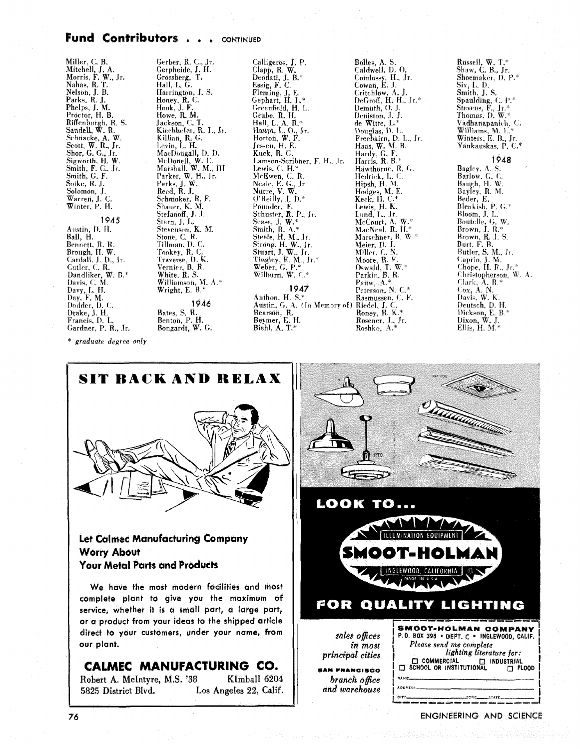## Fund Contributors . . . CONTINUED

Miller, C. B.
Mitchell, J. A.
Morris, F. W., Jr.
Nahas, R. T.
Nelson, J. B.
Parks, R. J.
Phelps, J. M.
Proctor, H. B.
Riffenburgh, R. S.
Sandell, W. R.
Schnacke, A. W.
Scott, W. R., Jr.
Shor, G. G., Jr.
Sigworth, H. W.
Smith, F. C., Jr.
Smith, G. F.
Soike, R. J.
Solomon, J.
Warren, J. C.
Winter, P. H.

### 1945

Austin, D. H.
Ball, H.
Bennett, R. R.
Brough, H. W.
Cardall, J. D., Jr.
Cutler, C. R.
Dandliker, W. B.*
Davis, C. M.
Davy, L. H.
Day, F. M.
Dodder, D. C.
Drake, J. H.
Francis, D. L.
Gardner, P. R., Jr.
Gerber, R. C., Jr.
Gerpheide, J. H.
Grossberg, T.
Hall, L. G.
Harrington, J. S.
Honey, R. C.
Hook, J. F.
Howe, R. M.
Jackson, C. T.
Kiechhefer, R. J., Jr.
Killian, R. G.
Levin, L. H.
MacDougall, D. D.
McDonell, W. C.
Marshall, W. M., III
Parker, W. H., Jr.
Parks, J. W.
Reed, R. J.
Schmoker, R. F.
Shauer, K. M.
Stefanoff, J. J.
Stern, J. L.
Stevenson, K. M.
Stone, C. R.
Tillman, D. C.
Tookey, R. C.
Traverse, D. K.
Vernier, B. R.
White, R. S.
Williamson, M. A.*
Wright, E. B.*

### 1946

Bates, S. R.
Benton, P. H.
Bongardt, W. G.
Calligeros, J. P.
Clapp, R. W.
Deodati, J. B.*
Essig, F. C.
Fleming, J. E.
Gephart, H. L.*
Greenfield, H. L.
Grube, R. H.
Hall, L. A. R.*
Haupt, L. O., Jr.
Horton, W. F.
Jessen, H. E.
Kuck, R. G.
Lamson-Scribner, F. H., Jr.
Lewis, C. H.*
McEwen, C. R.
Neale, E. G., Jr.
Nutre, V. W.
O'Reilly, J. D.*
Pounder, E.
Schuster, R. P., Jr.
Sease, J. W.*
Smith, R. A.*
Steele, H. M., Jr.
Strong, H. W., Jr.
Stuart, J. W., Jr.
Tingley, E. M., Jr.*
Weber, G. P.*
Wilburn, W. C.*

### 1947

Anthon, H. S.*
Austin, G. A. (In Memory of)
Bearson, R.
Beymer, E. H.
Biehl, A. T.*
Bolles, A. S.
Caldwell, D. O.
Comlossy, H., Jr.
Cowan, E. J.
Critchlow, A. J.
DeGroff, H. H., Jr.*
Demuth, O. J.
Deniston, J. J.
de Witte, L.*
Douglas, D. L.
Freebairn, D. L., Jr.
Haas, W. M. B.
Hardy, G. F.
Harris, R. B.*
Hawthorne, R. G.
Hedrick, L. C.
Hipsh, H. M.
Hodges, M. E.
Keck, H. C.*
Lewis, H. K.
Lund, L., Jr.
McCourt, A. W.*
MacNeal, R. H.*
Marschner, B. W.*
Meier, D. J.
Miller, C. N.
Moore, R. F.
Oswald, T. W.*
Parkin, B. R.
Pauw, A.*
Peterson, N. C.*
Rasmussen, C. F.
Riedel, J. C.
Roney, R. K.*
Rosener, J., Jr.
Roshko, A.*
Russell, W. T.*
Shaw, C. B., Jr.
Shoemaker, D. P.*
Six, L. D.
Smith, J. S.
Spaulding, C. P.*
Stevens, F., Jr.*
Thomas, D. W.*
Vadhanapanich, C.
Williams, M. L.*
Winters, E. B., Jr.
Yankauskas, P. C.*

### 1948

Bagley, A. S.
Barlow, G. C.
Baugh, H. W.
Bayley, R. M.
Beder, E.
Blenkish, P. G.*
Bloom, J. L.
Boutelle, G. W.
Brown, J. R.*
Brown, R. J. S.
Burt, F. B.
Butler, S. M., Jr.
Caprio, J. M.
Chope, H. R., Jr.*
Christopherson, W. A.
Clark, A. R.*
Cox, A. N.
Davis, W. K.
Deutsch, D. H.
Dickson, E. B.*
Dixon, W. J.
Ellis, H. M.*

*\* graduate degree only*

---

# SIT BACK AND RELAX

**Let Calmec Manufacturing Company Worry About Your Metal Parts and Products**

We have the most modern facilities and most complete plant to give you the maximum of service, whether it is a small part, a large part, or a product from your ideas to the shipped article direct to your customers, under your name, from our plant.

## CALMEC MANUFACTURING CO.

Robert A. McIntyre, M.S. '38 — KImball 6204
5825 District Blvd. — Los Angeles 22, Calif.

---

# LOOK TO...

ILLUMINATION EQUIPMENT
**SMOOT-HOLMAN**
INGLEWOOD, CALIFORNIA
MADE IN U.S.A.

# FOR QUALITY LIGHTING

*sales offices in most principal cities*

**SAN FRANCISCO** *branch office and warehouse*

**SMOOT-HOLMAN COMPANY**
P.O. BOX 398 • DEPT. C • INGLEWOOD, CALIF.
*Please send me complete lighting literature for:*
☐ COMMERCIAL ☐ INDUSTRIAL
☐ SCHOOL OR INSTITUTIONAL ☐ FLOOD
NAME ______
ADDRESS ______
CITY ______ ZONE ______ STATE ______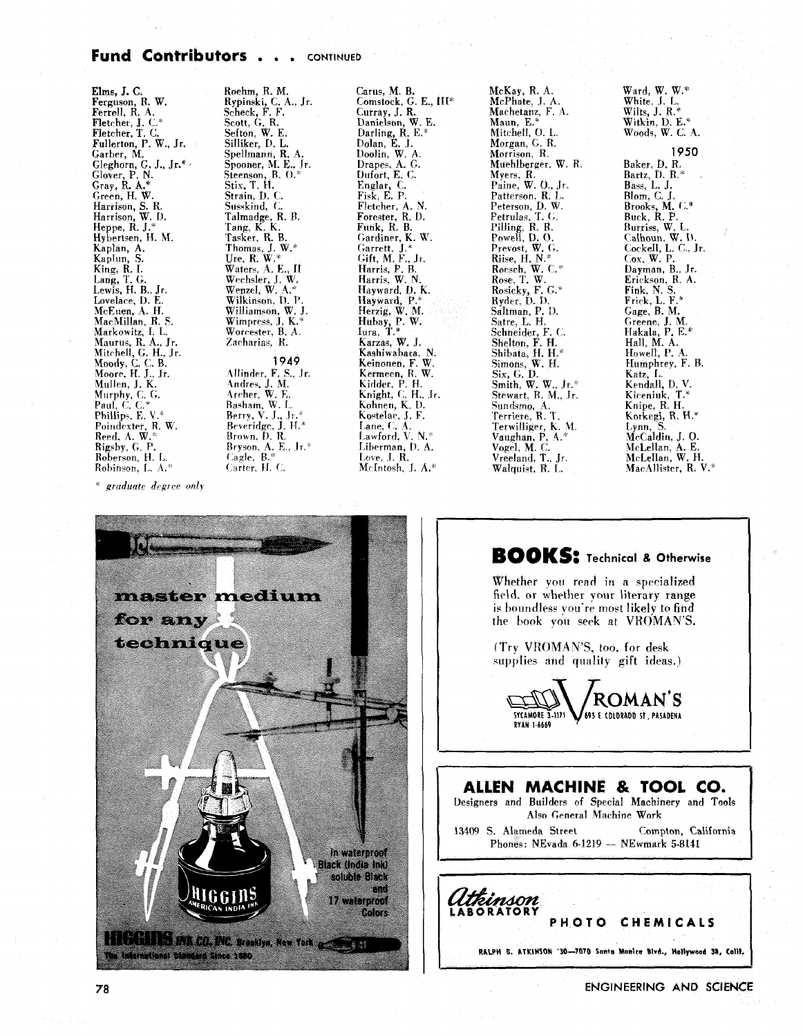## Fund Contributors . . . CONTINUED

Elms, J. C.
Ferguson, R. W.
Ferrell, R. A.
Fletcher, J. C.*
Fletcher, T. C.
Fullerton, P. W., Jr.
Garber, M.
Gleghorn, G. J., Jr.*
Glover, P. N.
Gray, R. A.*
Green, H. W.
Harrison, S. R.
Harrison, W. D.
Heppe, R. J.*
Hybertsen, H. M.
Kaplan, A.
Kaplun, S.
King, R. I.
Lang, T. G.
Lewis, H. B., Jr.
Lovelace, D. E.
McEuen, A. H.
MacMillan, R. S.
Markowitz, I. L.
Maurus, R. A., Jr.
Mitchell, G. H., Jr.
Moody, C. C. B.
Moore, H. J., Jr.
Mullen, J. K.
Murphy, C. G.
Paul, C. C.*
Phillips, E. V.*
Poindexter, R. W.
Reed, A. W.*
Rigsby, G. P.
Roberson, H. L.
Robinson, L. A.*
Roehm, R. M.
Rypinski, C. A., Jr.
Scheck, F. F.
Scott, G. R.
Sefton, W. E.
Silliker, D. L.
Spellmann, R. A.
Spooner, M. E., Jr.
Steenson, B. O.*
Stix, T. H.
Strain, D. C.
Susskind, C.
Talmadge, R. B.
Tang, K. K.
Tasker, R. B.
Thomas, J. W.*
Ure, R. W.*
Waters, A. E., II
Wechsler, J. W.
Wenzel, W. A.*
Wilkinson, D. P.
Williamson, W. J.
Wimpress, J. K.*
Worcester, B. A.
Zacharias, R.

### 1949

Allinder, F. S., Jr.
Andres, J. M.
Archer, W. E.
Basham, W. L.
Berry, V. J., Jr.*
Beveridge, J. H.*
Brown, D. R.
Bryson, A. E., Jr.*
Cagle, B.*
Carter, H. C.
Carus, M. B.
Comstock, G. E., III*
Curray, J. R.
Danielson, W. E.
Darling, R. E.*
Dolan, E. J.
Doolin, W. A.
Drapes, A. G.
Dufort, E. C.
Englar, C.
Fisk, E. P.
Fletcher, A. N.
Forester, R. D.
Funk, R. B.
Gardiner, K. W.
Garrett, J.*
Gift, M. F., Jr.
Harris, P. B.
Harris, W. N.
Hayward, D. K.
Hayward, P.*
Herzig, W. M.
Hubay, P. W.
Iura, T.*
Karzas, W. J.
Kashiwabara, N.
Keinonen, F. W.
Kermeen, R. W.
Kidder, P. H.
Knight, C. H., Jr.
Kohnen, K. D.
Kostelac, J. F.
Lane, C. A.
Lawford, V. N.*
Liberman, D. A.
Love, J. R.
McIntosh, J. A.*
McKay, R. A.
McPhate, J. A.
Machetanz, F. A.
Mann, E.*
Mitchell, O. L.
Morgan, G. R.
Morrison, R.
Muehlberger, W. R.
Myers, R.
Paine, W. O., Jr.
Patterson, R. L.
Peterson, D. W.
Petrulas, T. G.
Pilling, R. R.
Powell, D. O.
Prevost, W. G.
Riise, H. N.*
Roesch, W. C.*
Rose, T. W.
Rosicky, F. G.*
Ryder, D. D.
Saltman, P. D.
Satre, L. H.
Schneider, F. C.
Shelton, F. H.
Shibata, H. H.*
Simons, W. H.
Six, G. D.
Smith, W. W., Jr.*
Stewart, R. M., Jr.
Sundsmo, A.
Terriere, R. T.
Terwilliger, K. M.
Vaughan, P. A.*
Vogel, M. C.
Vreeland, T., Jr.
Walquist, R. L.
Ward, W. W.*
White, J. L.
Wilts, J. R.*
Witkin, D. E.*
Woods, W. C. A.

### 1950

Baker, D. R.
Bartz, D. R.*
Bass, L. J.
Blom, C. J.
Brooks, M. C.*
Buck, R. P.
Burriss, W. L.
Calhoun, W. D.
Cockell, L. C., Jr.
Cox, W. P.
Dayman, B., Jr.
Erickson, R. A.
Fink, N. S.
Frick, L. F.*
Gage, B. M.
Greene, J. M.
Hakala, P. E.*
Hall, M. A.
Howell, P. A.
Humphrey, F. B.
Katz, L.
Kendall, D. V.
Kiceniuk, T.*
Knipe, R. H.
Korkegi, R. H.*
Lynn, S.
McCaldin, J. O.
McLellan, A. E.
McLellan, W. H.
MacAllister, R. V.*

\* *graduate degree only*

---

master medium for any technique

In waterproof Black (India Ink) soluble Black and 17 waterproof Colors

HIGGINS AMERICAN INDIA INK

HIGGINS INK CO., INC. Brooklyn, New York

The International Standard Since 1880

---

**BOOKS:** Technical & Otherwise

Whether you read in a specialized field, or whether your literary range is boundless you're most likely to find the book you seek at VROMAN'S.

(Try VROMAN'S, too, for desk supplies and quality gift ideas.)

VROMAN'S
SYCAMORE 3-1171 RYAN 1-6669 695 E. COLORADO ST., PASADENA

---

**ALLEN MACHINE & TOOL CO.**

Designers and Builders of Special Machinery and Tools
Also General Machine Work

13409 S. Alameda Street — Compton, California
Phones: NEvada 6-1219 — NEwmark 5-8141

---

*Atkinson* LABORATORY

**PHOTO CHEMICALS**

RALPH B. ATKINSON '30—7070 Santa Monica Blvd., Hollywood 38, Calif.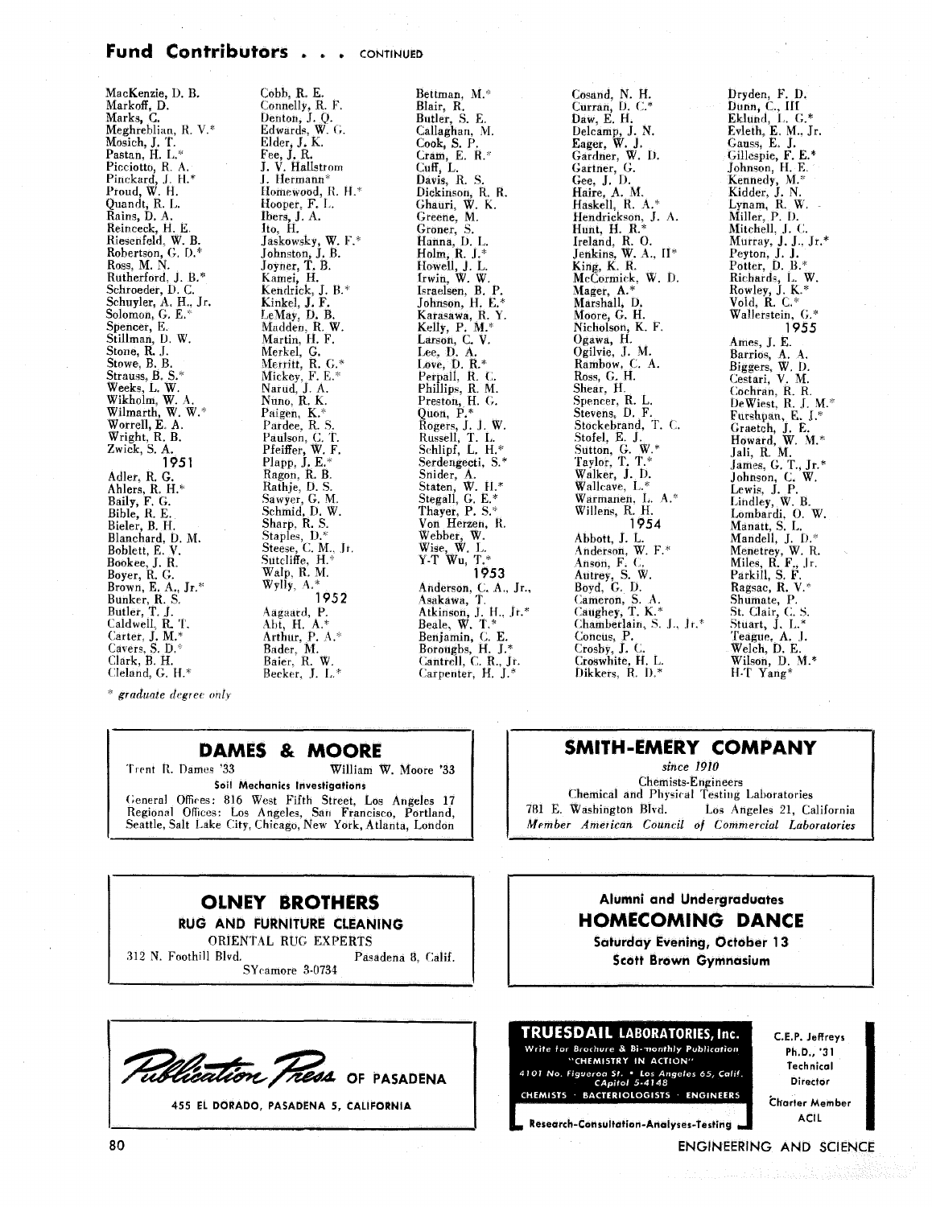## Fund Contributors . . . CONTINUED

MacKenzie, D. B.
Markoff, D.
Marks, C.
Meghreblian, R. V.*
Mosich, J. T.
Pastan, H. L.*
Picciotto, R. A.
Pinckard, J. H.*
Proud, W. H.
Quandt, R. L.
Rains, D. A.
Reinceck, H. E.
Riesenfeld, W. B.
Robertson, G. D.*
Ross, M. N.
Rutherford, J. B.*
Schroeder, D. C.
Schuyler, A. H., Jr.
Solomon, G. E.*
Spencer, E.
Stillman, D. W.
Stone, R. J.
Stowe, B. B.
Strauss, B. S.*
Weeks, L. W.
Wikholm, W. A.
Wilmarth, W. W.*
Worrell, E. A.
Wright, R. B.
Zwick, S. A.

**1951**

Adler, R. G.
Ahlers, R. H.*
Baily, F. G.
Bible, R. E.
Bieler, B. H.
Blanchard, D. M.
Boblett, E. V.
Bookee, J. R.
Boyer, R. G.
Brown, E. A., Jr.*
Bunker, R. S.
Butler, T. J.
Caldwell, R. T.
Carter, J. M.*
Cavers, S. D.*
Clark, B. H.
Cleland, G. H.*
Cobb, R. E.
Connelly, R. F.
Denton, J. Q.
Edwards, W. G.
Elder, J. K.
Fee, J. R.
J. V. Hallstrom
J. Hermann*
Homewood, R. H.*
Hooper, F. L.
Ibers, J. A.
Ito, H.
Jaskowsky, W. F.*
Johnston, J. B.
Joyner, T. B.
Kamei, H.
Kendrick, J. B.*
Kinkel, J. F.
LeMay, D. B.
Madden, R. W.
Martin, H. F.
Merkel, G.
Merritt, R. G.*
Mickey, F. E.*
Narud, J. A.
Nuno, R. K.
Paigen, K.*
Pardee, R. S.
Paulson, G. T.
Pfeiffer, W. F.
Plapp, J. E.*
Ragon, R. B.
Rathje, D. S.
Sawyer, G. M.
Schmid, D. W.
Sharp, R. S.
Staples, D.*
Steese, C. M., Jr.
Sutcliffe, H.*
Walp, R. M.
Wylly, A.*

**1952**

Aagaard, P.
Abt, H. A.*
Arthur, P. A.*
Bader, M.
Baier, R. W.
Becker, J. L.*
Bettman, M.*
Blair, R.
Butler, S. E.
Callaghan, M.
Cook, S. P.
Cram, E. R.*
Cuff, L.
Davis, R. S.
Dickinson, R. R.
Ghauri, W. K.
Greene, M.
Groner, S.
Hanna, D. L.
Holm, R. J.*
Howell, J. L.
Irwin, W. W.
Israelsen, B. P.
Johnson, H. E.*
Karasawa, R. Y.
Kelly, P. M.*
Larson, C. V.
Lee, D. A.
Love, D. R.*
Perpall, R. C.
Phillips, R. M.
Preston, H. G.
Quon, P.*
Rogers, J. J. W.
Russell, T. L.
Schlipf, L. H.*
Serdengecti, S.*
Snider, A.
Staten, W. H.*
Stegall, G. E.*
Thayer, P. S.*
Von Herzen, R.
Webber, W.
Wise, W. L.
Y-T Wu, T.*

**1953**

Anderson, C. A., Jr.,
Asakawa, T.
Atkinson, J. H., Jr.*
Beale, W. T.*
Benjamin, C. E.
Boroughs, H. J.*
Cantrell, C. R., Jr.
Carpenter, H. J.*
Cosand, N. H.
Curran, D. C.*
Daw, E. H.
Delcamp, J. N.
Eager, W. J.
Gardner, W. D.
Gartner, G.
Gee, J. D.
Haire, A. M.
Haskell, R. A.*
Hendrickson, J. A.
Hunt, H. R.*
Ireland, R. O.
Jenkins, W. A., II*
King, K. R.
McCormick, W. D.
Mager, A.*
Marshall, D.
Moore, G. H.
Nicholson, K. F.
Ogawa, H.
Ogilvie, J. M.
Rambow, C. A.
Ross, G. H.
Shear, H.
Spencer, R. L.
Stevens, D. F.
Stockebrand, T. C.
Stofel, E. J.
Sutton, G. W.*
Taylor, T. T.*
Walker, J. D.
Wallcave, L.*
Warmanen, L. A.*
Willens, R. H.

**1954**

Abbott, J. L.
Anderson, W. F.*
Anson, F. C.
Autrey, S. W.
Boyd, G. D.
Cameron, S. A.
Caughey, T. K.*
Chamberlain, S. J., Jr.*
Concus, P.
Crosby, J. C.
Croswhite, H. L.
Dikkers, R. D.*
Dryden, F. D.
Dunn, C., III
Eklund, L. G.*
Evleth, E. M., Jr.
Gauss, E. J.
Gillespie, F. E.*
Johnson, H. E.
Kennedy, M.*
Kidder, J. N.
Lynam, R. W.
Miller, P. D.
Mitchell, J. C.
Murray, J. J., Jr.*
Peyton, J. J.
Potter, D. B.*
Richards, L. W.
Rowley, J. K.*
Vold, R. C.*
Wallerstein, G.*

**1955**

Ames, J. E.
Barrios, A. A.
Biggers, W. D.
Cestari, V. M.
Cochran, R. R.
DeWiest, R. J. M.*
Furshpan, E. J.*
Graetch, J. E.
Howard, W. M.*
Jali, R. M.
James, G. T., Jr.*
Johnson, C. W.
Lewis, J. P.
Lindley, W. B.
Lombardi, O. W.
Manatt, S. L.
Mandell, J. D.*
Menetrey, W. R.
Miles, R. F., Jr.
Parkill, S. F.
Ragsac, R. V.*
Shumate, P.
St. Clair, C. S.
Stuart, J. L.*
Teague, A. J.
Welch, D. E.
Wilson, D. M.*
H-T Yang*

*\* graduate degree only*

---

**DAMES & MOORE**

Trent R. Dames '33 — William W. Moore '33

**Soil Mechanics Investigations**

General Offices: 816 West Fifth Street, Los Angeles 17
Regional Offices: Los Angeles, San Francisco, Portland, Seattle, Salt Lake City, Chicago, New York, Atlanta, London

---

**SMITH-EMERY COMPANY**

*since 1910*

Chemists-Engineers
Chemical and Physical Testing Laboratories
781 E. Washington Blvd. — Los Angeles 21, California
*Member American Council of Commercial Laboratories*

---

**OLNEY BROTHERS**

**RUG AND FURNITURE CLEANING**

ORIENTAL RUG EXPERTS
312 N. Foothill Blvd. — Pasadena 8, Calif.
SYcamore 3-0734

---

**Alumni and Undergraduates**

**HOMECOMING DANCE**

**Saturday Evening, October 13**

**Scott Brown Gymnasium**

---

**Publication Press OF PASADENA**

455 EL DORADO, PASADENA 5, CALIFORNIA

---

**TRUESDAIL LABORATORIES, Inc.**

Write for Brochure & Bi-monthly Publication "CHEMISTRY IN ACTION"
4101 No. Figueroa St. • Los Angeles 65, Calif.
CApitol 5-4148
CHEMISTS · BACTERIOLOGISTS · ENGINEERS

**Research-Consultation-Analyses-Testing**

C.E.P. Jeffreys
Ph.D., '31
Technical Director

Charter Member ACIL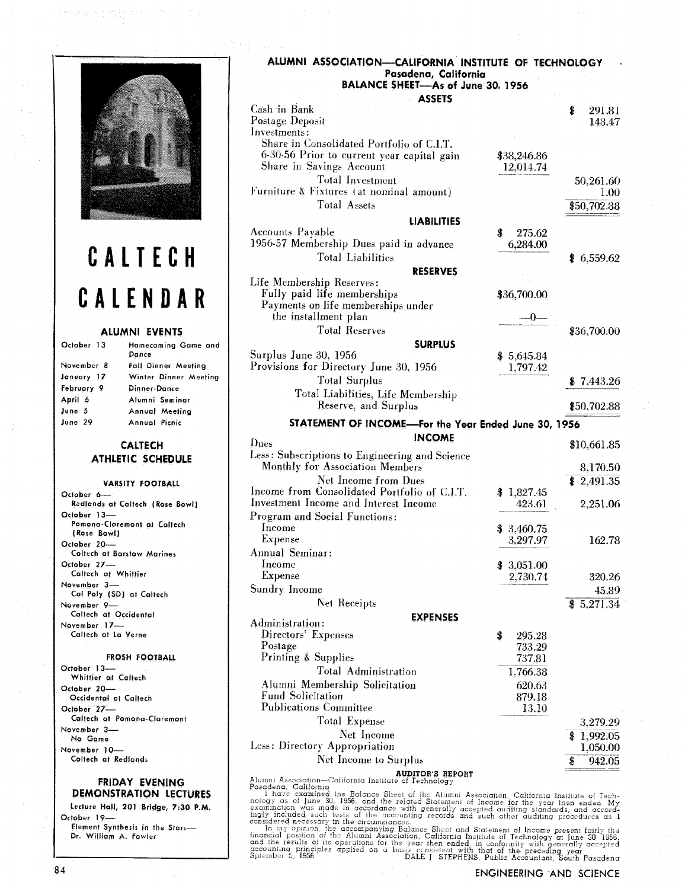# CALTECH CALENDAR

## ALUMNI EVENTS

| | |
|---|---|
| October 13 | Homecoming Game and Dance |
| November 8 | Fall Dinner Meeting |
| January 17 | Winter Dinner Meeting |
| February 9 | Dinner-Dance |
| April 6 | Alumni Seminar |
| June 5 | Annual Meeting |
| June 29 | Annual Picnic |

## CALTECH ATHLETIC SCHEDULE

### VARSITY FOOTBALL

October 6—
Redlands at Caltech (Rose Bowl)

October 13—
Pomona-Claremont at Caltech (Rose Bowl)

October 20—
Caltech at Barstow Marines

October 27—
Caltech at Whittier

November 3—
Cal Poly (SD) at Caltech

November 9—
Caltech at Occidental

November 17—
Caltech at La Verne

### FROSH FOOTBALL

October 13—
Whittier at Caltech

October 20—
Occidental at Caltech

October 27—
Caltech at Pomona-Claremont

November 3—
No Game

November 10—
Caltech at Redlands

## FRIDAY EVENING DEMONSTRATION LECTURES

Lecture Hall, 201 Bridge, 7:30 P.M.

October 19—
Element Synthesis in the Stars—
Dr. William A. Fowler

# ALUMNI ASSOCIATION—CALIFORNIA INSTITUTE OF TECHNOLOGY

Pasadena, California

## BALANCE SHEET—As of June 30, 1956

### ASSETS

| | | |
|---|---|---|
| Cash in Bank | | $ 291.81 |
| Postage Deposit | | 148.47 |
| Investments: | | |
| Share in Consolidated Portfolio of C.I.T. 6-30-56 Prior to current year capital gain | $38,246.86 | |
| Share in Savings Account | 12,014.74 | |
| Total Investment | | 50,261.60 |
| Furniture & Fixtures (at nominal amount) | | 1.00 |
| Total Assets | | $50,702.88 |

### LIABILITIES

| | | |
|---|---|---|
| Accounts Payable | $ 275.62 | |
| 1956-57 Membership Dues paid in advance | 6,284.00 | |
| Total Liabilities | | $ 6,559.62 |

### RESERVES

| | | |
|---|---|---|
| Life Membership Reserves: | | |
| Fully paid life memberships | $36,700.00 | |
| Payments on life memberships under the installment plan | —0— | |
| Total Reserves | | $36,700.00 |

### SURPLUS

| | | |
|---|---|---|
| Surplus June 30, 1956 | $ 5,645.84 | |
| Provisions for Directory June 30, 1956 | 1,797.42 | |
| Total Surplus | | $ 7,443.26 |
| Total Liabilities, Life Membership Reserve, and Surplus | | $50,702.88 |

## STATEMENT OF INCOME—For the Year Ended June 30, 1956

### INCOME

| | | |
|---|---|---|
| Dues | | $10,661.85 |
| Less: Subscriptions to Engineering and Science Monthly for Association Members | | 8,170.50 |
| Net Income from Dues | | $ 2,491.35 |
| Income from Consolidated Portfolio of C.I.T. | $ 1,827.45 | |
| Investment Income and Interest Income | 423.61 | 2,251.06 |
| Program and Social Functions: | | |
| Income | $ 3,460.75 | |
| Expense | 3,297.97 | 162.78 |
| Annual Seminar: | | |
| Income | $ 3,051.00 | |
| Expense | 2,730.74 | 320.26 |
| Sundry Income | | 45.89 |
| Net Receipts | | $ 5,271.34 |

### EXPENSES

| | | |
|---|---|---|
| Administration: | | |
| Directors' Expenses | $ 295.28 | |
| Postage | 733.29 | |
| Printing & Supplies | 737.81 | |
| Total Administration | 1,766.38 | |
| Alumni Membership Solicitation | 620.63 | |
| Fund Solicitation | 879.18 | |
| Publications Committee | 13.10 | |
| Total Expense | | 3,279.29 |
| Net Income | | $ 1,992.05 |
| Less: Directory Appropriation | | 1,050.00 |
| Net Income to Surplus | | $ 942.05 |

### AUDITOR'S REPORT

Alumni Association—California Institute of Technology
Pasadena, California

I have examined the Balance Sheet of the Alumni Association, California Institute of Technology as of June 30, 1956, and the related Statement of Income for the year then ended. My examination was made in accordance with generally accepted auditing standards, and accordingly included such tests of the accounting records and such other auditing procedures as I considered necessary in the circumstances.

In my opinion, the accompanying Balance Sheet and Statement of Income present fairly the financial position of the Alumni Association, California Institute of Technology at June 30, 1956, and the results of its operations for the year then ended, in conformity with generally accepted accounting principles applied on a basis consistent with that of the preceding year.

September 5, 1956 — DALE J. STEPHENS, Public Accountant, South Pasadena